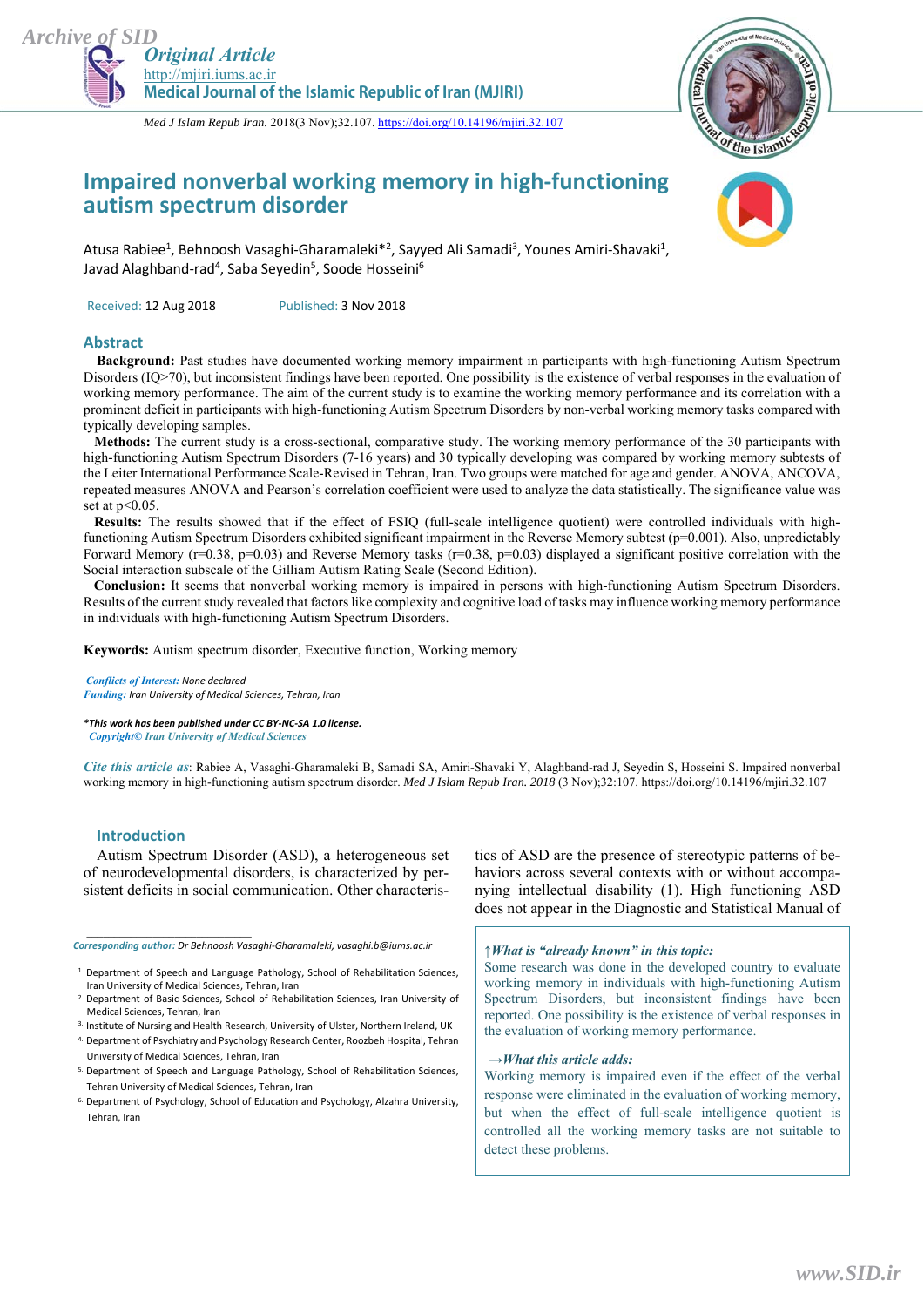Original Article

http://mjiri.iums.ac.ir

Medical Journal of the Islamic Republic of Iran (MJIRI)

*Med J Islam Repub Iran.* 2018(3 Nov);32.107. https://doi.org/10.14196/mjiri.32.107

# Impaired nonverbal working memory in high-functioning autism spectrum disorder

Atusa Rabiee[1], Behnoosh Vasaghi-Gharamaleki*[2], Sayyed Ali Samadi[3], Younes Amiri-Shavaki[1], Javad Alaghband-rad[4], Saba Seyedin[5], Soode Hosseini[6]

Received: 12 Aug 2018 Published: 3 Nov 2018

## Abstract

**Background:** Past studies have documented working memory impairment in participants with high-functioning Autism Spectrum Disorders (IQ>70), but inconsistent findings have been reported. One possibility is the existence of verbal responses in the evaluation of working memory performance. The aim of the current study is to examine the working memory performance and its correlation with a prominent deficit in participants with high-functioning Autism Spectrum Disorders by non-verbal working memory tasks compared with typically developing samples.

**Methods:** The current study is a cross-sectional, comparative study. The working memory performance of the 30 participants with high-functioning Autism Spectrum Disorders (7-16 years) and 30 typically developing was compared by working memory subtests of the Leiter International Performance Scale-Revised in Tehran, Iran. Two groups were matched for age and gender. ANOVA, ANCOVA, repeated measures ANOVA and Pearson's correlation coefficient were used to analyze the data statistically. The significance value was set at $p<0.05$.

**Results:** The results showed that if the effect of FSIQ (full-scale intelligence quotient) were controlled individuals with high-functioning Autism Spectrum Disorders exhibited significant impairment in the Reverse Memory subtest ($p=0.001$). Also, unpredictably Forward Memory ($r=0.38$, $p=0.03$) and Reverse Memory tasks ($r=0.38$, $p=0.03$) displayed a significant positive correlation with the Social interaction subscale of the Gilliam Autism Rating Scale (Second Edition).

**Conclusion:** It seems that nonverbal working memory is impaired in persons with high-functioning Autism Spectrum Disorders. Results of the current study revealed that factors like complexity and cognitive load of tasks may influence working memory performance in individuals with high-functioning Autism Spectrum Disorders.

**Keywords:** Autism spectrum disorder, Executive function, Working memory

***Conflicts of Interest:*** *None declared*

***Funding:*** *Iran University of Medical Sciences, Tehran, Iran*

***This work has been published under CC BY-NC-SA 1.0 license.***

***Copyright©*** *Iran University of Medical Sciences*

*Cite this article as*: Rabiee A, Vasaghi-Gharamaleki B, Samadi SA, Amiri-Shavaki Y, Alaghband-rad J, Seyedin S, Hosseini S. Impaired nonverbal working memory in high-functioning autism spectrum disorder. *Med J Islam Repub Iran. 2018* (3 Nov);32:107. https://doi.org/10.14196/mjiri.32.107

## Introduction

Autism Spectrum Disorder (ASD), a heterogeneous set of neurodevelopmental disorders, is characterized by persistent deficits in social communication. Other characteristics of ASD are the presence of stereotypic patterns of behaviors across several contexts with or without accompanying intellectual disability (1). High functioning ASD does not appear in the Diagnostic and Statistical Manual of

***Corresponding author:*** *Dr Behnoosh Vasaghi-Gharamaleki, vasaghi.b@iums.ac.ir*

1. Department of Speech and Language Pathology, School of Rehabilitation Sciences, Iran University of Medical Sciences, Tehran, Iran
2. Department of Basic Sciences, School of Rehabilitation Sciences, Iran University of Medical Sciences, Tehran, Iran
3. Institute of Nursing and Health Research, University of Ulster, Northern Ireland, UK
4. Department of Psychiatry and Psychology Research Center, Roozbeh Hospital, Tehran University of Medical Sciences, Tehran, Iran
5. Department of Speech and Language Pathology, School of Rehabilitation Sciences, Tehran University of Medical Sciences, Tehran, Iran
6. Department of Psychology, School of Education and Psychology, Alzahra University, Tehran, Iran

***↑What is "already known" in this topic:***

Some research was done in the developed country to evaluate working memory in individuals with high-functioning Autism Spectrum Disorders, but inconsistent findings have been reported. One possibility is the existence of verbal responses in the evaluation of working memory performance.

***→What this article adds:***

Working memory is impaired even if the effect of the verbal response were eliminated in the evaluation of working memory, but when the effect of full-scale intelligence quotient is controlled all the working memory tasks are not suitable to detect these problems.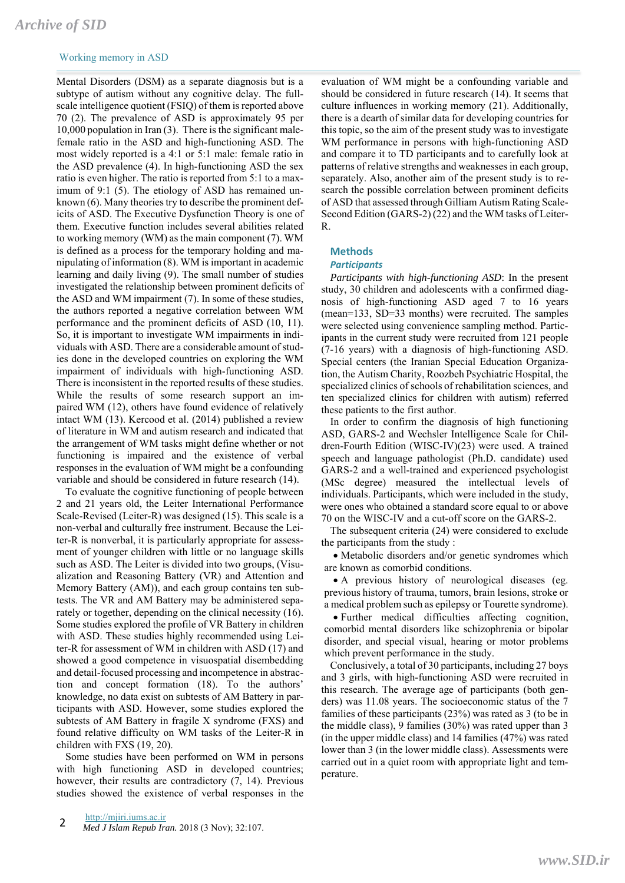Mental Disorders (DSM) as a separate diagnosis but is a subtype of autism without any cognitive delay. The full-scale intelligence quotient (FSIQ) of them is reported above 70 (2). The prevalence of ASD is approximately 95 per 10,000 population in Iran (3). There is the significant male-female ratio in the ASD and high-functioning ASD. The most widely reported is a 4:1 or 5:1 male: female ratio in the ASD prevalence (4). In high-functioning ASD the sex ratio is even higher. The ratio is reported from 5:1 to a maximum of 9:1 (5). The etiology of ASD has remained unknown (6). Many theories try to describe the prominent deficits of ASD. The Executive Dysfunction Theory is one of them. Executive function includes several abilities related to working memory (WM) as the main component (7). WM is defined as a process for the temporary holding and manipulating of information (8). WM is important in academic learning and daily living (9). The small number of studies investigated the relationship between prominent deficits of the ASD and WM impairment (7). In some of these studies, the authors reported a negative correlation between WM performance and the prominent deficits of ASD (10, 11). So, it is important to investigate WM impairments in individuals with ASD. There are a considerable amount of studies done in the developed countries on exploring the WM impairment of individuals with high-functioning ASD. There is inconsistent in the reported results of these studies. While the results of some research support an impaired WM (12), others have found evidence of relatively intact WM (13). Kercood et al. (2014) published a review of literature in WM and autism research and indicated that the arrangement of WM tasks might define whether or not functioning is impaired and the existence of verbal responses in the evaluation of WM might be a confounding variable and should be considered in future research (14).

To evaluate the cognitive functioning of people between 2 and 21 years old, the Leiter International Performance Scale-Revised (Leiter-R) was designed (15). This scale is a non-verbal and culturally free instrument. Because the Leiter-R is nonverbal, it is particularly appropriate for assessment of younger children with little or no language skills such as ASD. The Leiter is divided into two groups, (Visualization and Reasoning Battery (VR) and Attention and Memory Battery (AM)), and each group contains ten subtests. The VR and AM Battery may be administered separately or together, depending on the clinical necessity (16). Some studies explored the profile of VR Battery in children with ASD. These studies highly recommended using Leiter-R for assessment of WM in children with ASD (17) and showed a good competence in visuospatial disembedding and detail-focused processing and incompetence in abstraction and concept formation (18). To the authors' knowledge, no data exist on subtests of AM Battery in participants with ASD. However, some studies explored the subtests of AM Battery in fragile X syndrome (FXS) and found relative difficulty on WM tasks of the Leiter-R in children with FXS (19, 20).

Some studies have been performed on WM in persons with high functioning ASD in developed countries; however, their results are contradictory (7, 14). Previous studies showed the existence of verbal responses in the evaluation of WM might be a confounding variable and should be considered in future research (14). It seems that culture influences in working memory (21). Additionally, there is a dearth of similar data for developing countries for this topic, so the aim of the present study was to investigate WM performance in persons with high-functioning ASD and compare it to TD participants and to carefully look at patterns of relative strengths and weaknesses in each group, separately. Also, another aim of the present study is to research the possible correlation between prominent deficits of ASD that assessed through Gilliam Autism Rating Scale-Second Edition (GARS-2) (22) and the WM tasks of Leiter-R.

## Methods

### Participants

*Participants with high-functioning ASD*: In the present study, 30 children and adolescents with a confirmed diagnosis of high-functioning ASD aged 7 to 16 years (mean=133, SD=33 months) were recruited. The samples were selected using convenience sampling method. Participants in the current study were recruited from 121 people (7-16 years) with a diagnosis of high-functioning ASD. Special centers (the Iranian Special Education Organization, the Autism Charity, Roozbeh Psychiatric Hospital, the specialized clinics of schools of rehabilitation sciences, and ten specialized clinics for children with autism) referred these patients to the first author.

In order to confirm the diagnosis of high functioning ASD, GARS-2 and Wechsler Intelligence Scale for Children-Fourth Edition (WISC-IV)(23) were used. A trained speech and language pathologist (Ph.D. candidate) used GARS-2 and a well-trained and experienced psychologist (MSc degree) measured the intellectual levels of individuals. Participants, which were included in the study, were ones who obtained a standard score equal to or above 70 on the WISC-IV and a cut-off score on the GARS-2.

The subsequent criteria (24) were considered to exclude the participants from the study :

- Metabolic disorders and/or genetic syndromes which are known as comorbid conditions.
- A previous history of neurological diseases (eg. previous history of trauma, tumors, brain lesions, stroke or a medical problem such as epilepsy or Tourette syndrome).
- Further medical difficulties affecting cognition, comorbid mental disorders like schizophrenia or bipolar disorder, and special visual, hearing or motor problems which prevent performance in the study.

Conclusively, a total of 30 participants, including 27 boys and 3 girls, with high-functioning ASD were recruited in this research. The average age of participants (both genders) was 11.08 years. The socioeconomic status of the 7 families of these participants (23%) was rated as 3 (to be in the middle class), 9 families (30%) was rated upper than 3 (in the upper middle class) and 14 families (47%) was rated lower than 3 (in the lower middle class). Assessments were carried out in a quiet room with appropriate light and temperature.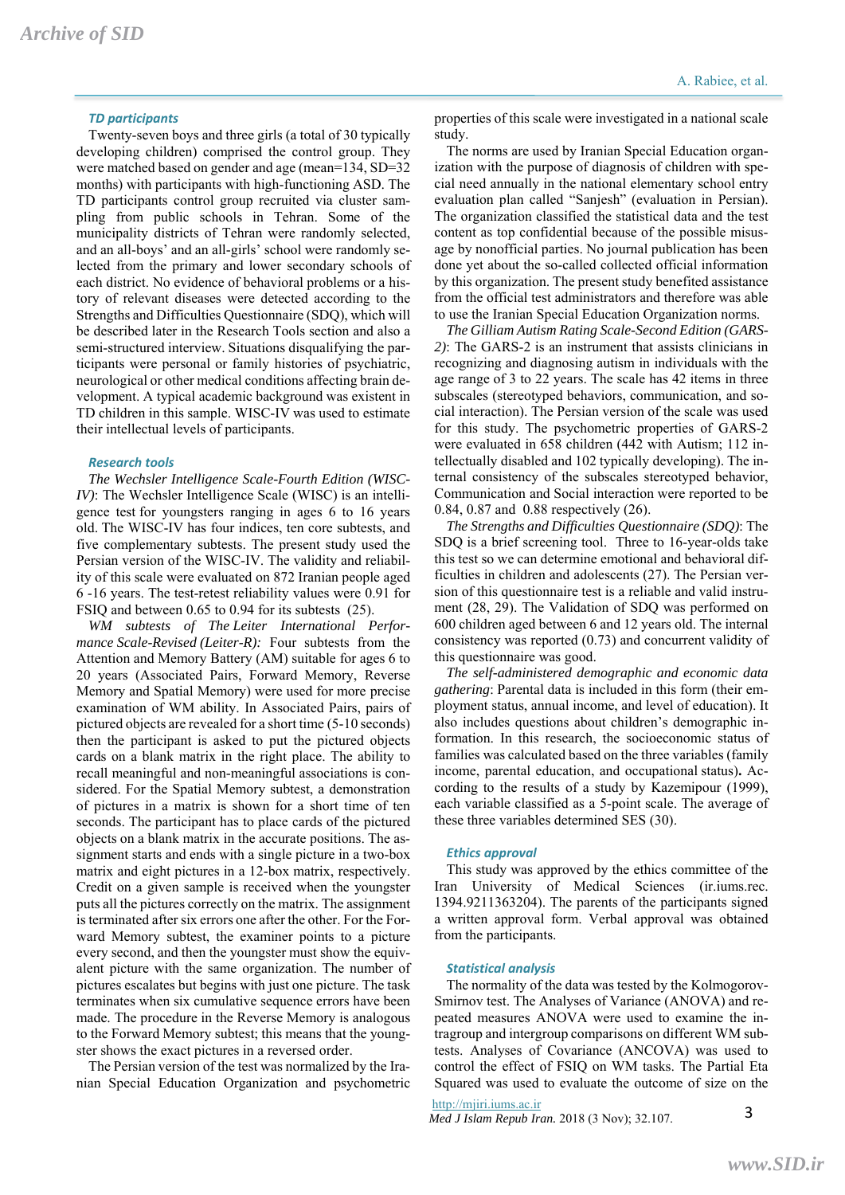### TD participants

Twenty-seven boys and three girls (a total of 30 typically developing children) comprised the control group. They were matched based on gender and age (mean=134, SD=32 months) with participants with high-functioning ASD. The TD participants control group recruited via cluster sampling from public schools in Tehran. Some of the municipality districts of Tehran were randomly selected, and an all-boys' and an all-girls' school were randomly selected from the primary and lower secondary schools of each district. No evidence of behavioral problems or a history of relevant diseases were detected according to the Strengths and Difficulties Questionnaire (SDQ), which will be described later in the Research Tools section and also a semi-structured interview. Situations disqualifying the participants were personal or family histories of psychiatric, neurological or other medical conditions affecting brain development. A typical academic background was existent in TD children in this sample. WISC-IV was used to estimate their intellectual levels of participants.

### Research tools

*The Wechsler Intelligence Scale-Fourth Edition (WISC-IV)*: The Wechsler Intelligence Scale (WISC) is an intelligence test for youngsters ranging in ages 6 to 16 years old. The WISC-IV has four indices, ten core subtests, and five complementary subtests. The present study used the Persian version of the WISC-IV. The validity and reliability of this scale were evaluated on 872 Iranian people aged 6 -16 years. The test-retest reliability values were 0.91 for FSIQ and between 0.65 to 0.94 for its subtests (25).

*WM subtests of The Leiter International Performance Scale-Revised (Leiter-R):* Four subtests from the Attention and Memory Battery (AM) suitable for ages 6 to 20 years (Associated Pairs, Forward Memory, Reverse Memory and Spatial Memory) were used for more precise examination of WM ability. In Associated Pairs, pairs of pictured objects are revealed for a short time (5-10 seconds) then the participant is asked to put the pictured objects cards on a blank matrix in the right place. The ability to recall meaningful and non-meaningful associations is considered. For the Spatial Memory subtest, a demonstration of pictures in a matrix is shown for a short time of ten seconds. The participant has to place cards of the pictured objects on a blank matrix in the accurate positions. The assignment starts and ends with a single picture in a two-box matrix and eight pictures in a 12-box matrix, respectively. Credit on a given sample is received when the youngster puts all the pictures correctly on the matrix. The assignment is terminated after six errors one after the other. For the Forward Memory subtest, the examiner points to a picture every second, and then the youngster must show the equivalent picture with the same organization. The number of pictures escalates but begins with just one picture. The task terminates when six cumulative sequence errors have been made. The procedure in the Reverse Memory is analogous to the Forward Memory subtest; this means that the youngster shows the exact pictures in a reversed order.

The Persian version of the test was normalized by the Iranian Special Education Organization and psychometric properties of this scale were investigated in a national scale study.

The norms are used by Iranian Special Education organization with the purpose of diagnosis of children with special need annually in the national elementary school entry evaluation plan called "Sanjesh" (evaluation in Persian). The organization classified the statistical data and the test content as top confidential because of the possible misusage by nonofficial parties. No journal publication has been done yet about the so-called collected official information by this organization. The present study benefited assistance from the official test administrators and therefore was able to use the Iranian Special Education Organization norms.

*The Gilliam Autism Rating Scale-Second Edition (GARS-2)*: The GARS-2 is an instrument that assists clinicians in recognizing and diagnosing autism in individuals with the age range of 3 to 22 years. The scale has 42 items in three subscales (stereotyped behaviors, communication, and social interaction). The Persian version of the scale was used for this study. The psychometric properties of GARS-2 were evaluated in 658 children (442 with Autism; 112 intellectually disabled and 102 typically developing). The internal consistency of the subscales stereotyped behavior, Communication and Social interaction were reported to be 0.84, 0.87 and 0.88 respectively (26).

*The Strengths and Difficulties Questionnaire (SDQ)*: The SDQ is a brief screening tool. Three to 16-year-olds take this test so we can determine emotional and behavioral difficulties in children and adolescents (27). The Persian version of this questionnaire test is a reliable and valid instrument (28, 29). The Validation of SDQ was performed on 600 children aged between 6 and 12 years old. The internal consistency was reported (0.73) and concurrent validity of this questionnaire was good.

*The self-administered demographic and economic data gathering*: Parental data is included in this form (their employment status, annual income, and level of education). It also includes questions about children's demographic information. In this research, the socioeconomic status of families was calculated based on the three variables (family income, parental education, and occupational status)**.** According to the results of a study by Kazemipour (1999), each variable classified as a 5-point scale. The average of these three variables determined SES (30).

### Ethics approval

This study was approved by the ethics committee of the Iran University of Medical Sciences (ir.iums.rec. 1394.9211363204). The parents of the participants signed a written approval form. Verbal approval was obtained from the participants.

### Statistical analysis

The normality of the data was tested by the Kolmogorov-Smirnov test. The Analyses of Variance (ANOVA) and repeated measures ANOVA were used to examine the intragroup and intergroup comparisons on different WM subtests. Analyses of Covariance (ANCOVA) was used to control the effect of FSIQ on WM tasks. The Partial Eta Squared was used to evaluate the outcome of size on the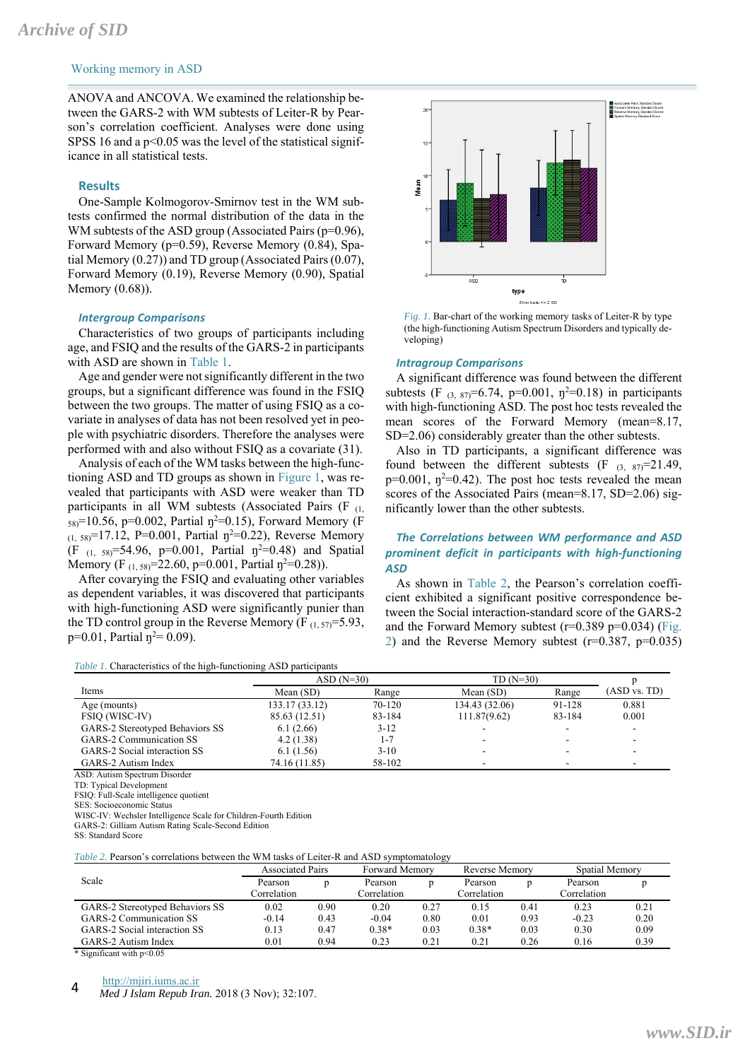ANOVA and ANCOVA. We examined the relationship between the GARS-2 with WM subtests of Leiter-R by Pearson's correlation coefficient. Analyses were done using SPSS 16 and a p<0.05 was the level of the statistical significance in all statistical tests.

## Results

One-Sample Kolmogorov-Smirnov test in the WM subtests confirmed the normal distribution of the data in the WM subtests of the ASD group (Associated Pairs (p=0.96), Forward Memory (p=0.59), Reverse Memory (0.84), Spatial Memory (0.27)) and TD group (Associated Pairs (0.07), Forward Memory (0.19), Reverse Memory (0.90), Spatial Memory (0.68)).

### *Intergroup Comparisons*

Characteristics of two groups of participants including age, and FSIQ and the results of the GARS-2 in participants with ASD are shown in Table 1.

Age and gender were not significantly different in the two groups, but a significant difference was found in the FSIQ between the two groups. The matter of using FSIQ as a covariate in analyses of data has not been resolved yet in people with psychiatric disorders. Therefore the analyses were performed with and also without FSIQ as a covariate (31).

Analysis of each of the WM tasks between the high-functioning ASD and TD groups as shown in Figure 1, was revealed that participants with ASD were weaker than TD participants in all WM subtests (Associated Pairs ($F_{(1, 58)}$=10.56, p=0.002, Partial $\eta^2$=0.15), Forward Memory ($F_{(1, 58)}$=17.12, P=0.001, Partial $\eta^2$=0.22), Reverse Memory ($F_{(1, 58)}$=54.96, p=0.001, Partial $\eta^2$=0.48) and Spatial Memory ($F_{(1, 58)}$=22.60, p=0.001, Partial $\eta^2$=0.28)).

After covarying the FSIQ and evaluating other variables as dependent variables, it was discovered that participants with high-functioning ASD were significantly punier than the TD control group in the Reverse Memory ($F_{(1, 57)}$=5.93, p=0.01, Partial $\eta^2$= 0.09).

*Fig. 1.* Bar-chart of the working memory tasks of Leiter-R by type (the high-functioning Autism Spectrum Disorders and typically developing)

### *Intragroup Comparisons*

A significant difference was found between the different subtests ($F_{(3, 87)}$=6.74, p=0.001, $\eta^2$=0.18) in participants with high-functioning ASD. The post hoc tests revealed the mean scores of the Forward Memory (mean=8.17, SD=2.06) considerably greater than the other subtests.

Also in TD participants, a significant difference was found between the different subtests ($F_{(3, 87)}$=21.49, p=0.001, $\eta^2$=0.42). The post hoc tests revealed the mean scores of the Associated Pairs (mean=8.17, SD=2.06) significantly lower than the other subtests.

### *The Correlations between WM performance and ASD prominent deficit in participants with high-functioning ASD*

As shown in Table 2, the Pearson's correlation coefficient exhibited a significant positive correspondence between the Social interaction-standard score of the GARS-2 and the Forward Memory subtest (r=0.389 p=0.034) (Fig. 2) and the Reverse Memory subtest (r=0.387, p=0.035)

*Table 1.* Characteristics of the high-functioning ASD participants

| Items | ASD (N=30) | | TD (N=30) | | p |
|---|---|---|---|---|---|
| | Mean (SD) | Range | Mean (SD) | Range | (ASD vs. TD) |
| Age (mounts) | 133.17 (33.12) | 70-120 | 134.43 (32.06) | 91-128 | 0.881 |
| FSIQ (WISC-IV) | 85.63 (12.51) | 83-184 | 111.87(9.62) | 83-184 | 0.001 |
| GARS-2 Stereotyped Behaviors SS | 6.1 (2.66) | 3-12 | - | - | - |
| GARS-2 Communication SS | 4.2 (1.38) | 1-7 | - | - | - |
| GARS-2 Social interaction SS | 6.1 (1.56) | 3-10 | - | - | - |
| GARS-2 Autism Index | 74.16 (11.85) | 58-102 | - | - | - |

ASD: Autism Spectrum Disorder
TD: Typical Development
FSIQ: Full-Scale intelligence quotient
SES: Socioeconomic Status
WISC-IV: Wechsler Intelligence Scale for Children-Fourth Edition
GARS-2: Gilliam Autism Rating Scale-Second Edition
SS: Standard Score

*Table 2.* Pearson's correlations between the WM tasks of Leiter-R and ASD symptomatology

| Scale | Associated Pairs | | Forward Memory | | Reverse Memory | | Spatial Memory | |
|---|---|---|---|---|---|---|---|---|
| | Pearson Correlation | p | Pearson Correlation | p | Pearson Correlation | p | Pearson Correlation | p |
| GARS-2 Stereotyped Behaviors SS | 0.02 | 0.90 | 0.20 | 0.27 | 0.15 | 0.41 | 0.23 | 0.21 |
| GARS-2 Communication SS | -0.14 | 0.43 | -0.04 | 0.80 | 0.01 | 0.93 | -0.23 | 0.20 |
| GARS-2 Social interaction SS | 0.13 | 0.47 | 0.38* | 0.03 | 0.38* | 0.03 | 0.30 | 0.09 |
| GARS-2 Autism Index | 0.01 | 0.94 | 0.23 | 0.21 | 0.21 | 0.26 | 0.16 | 0.39 |

\* Significant with p<0.05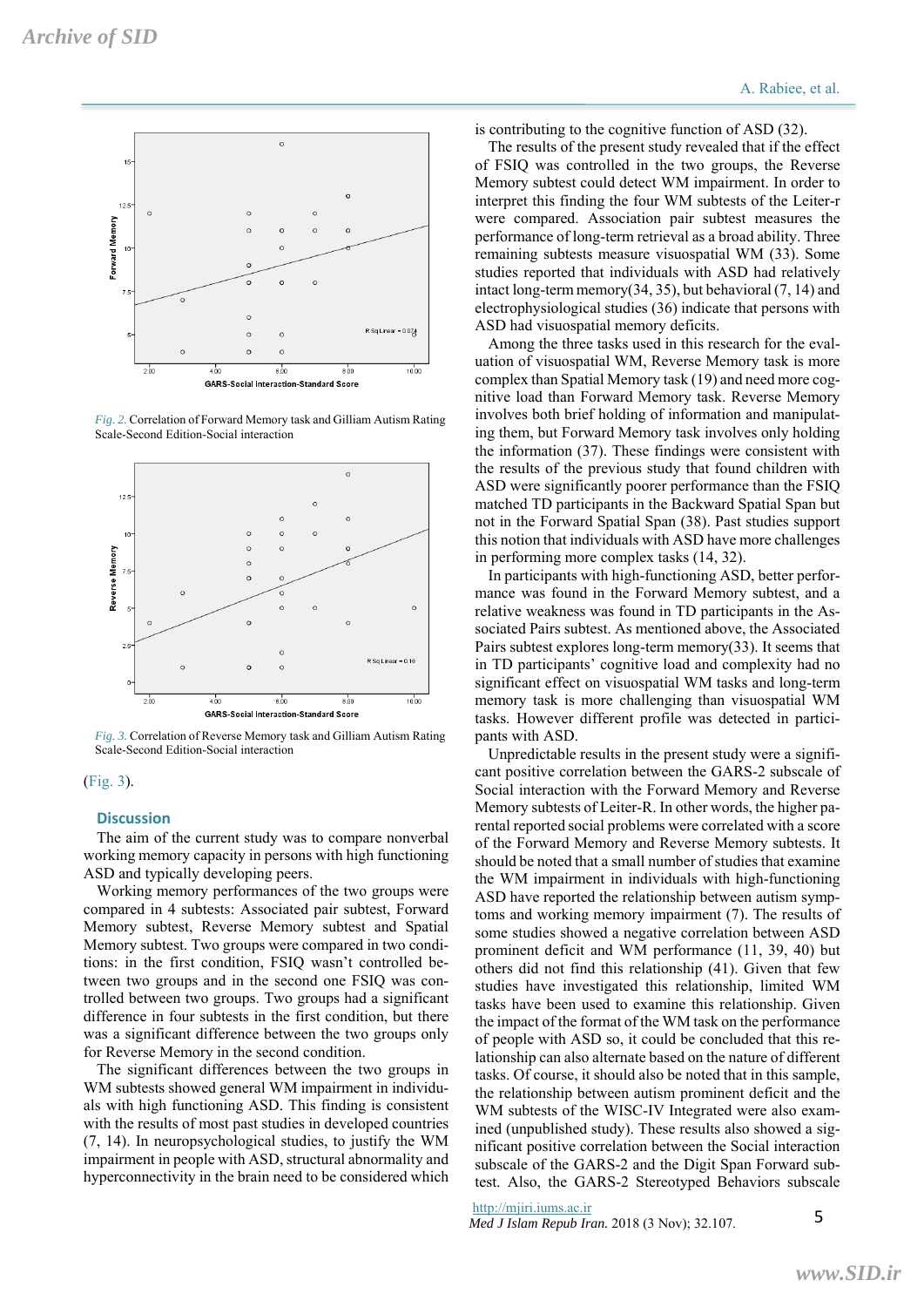Fig. 2. Correlation of Forward Memory task and Gilliam Autism Rating Scale-Second Edition-Social interaction

Fig. 3. Correlation of Reverse Memory task and Gilliam Autism Rating Scale-Second Edition-Social interaction

(Fig. 3).

## Discussion

The aim of the current study was to compare nonverbal working memory capacity in persons with high functioning ASD and typically developing peers.

Working memory performances of the two groups were compared in 4 subtests: Associated pair subtest, Forward Memory subtest, Reverse Memory subtest and Spatial Memory subtest. Two groups were compared in two conditions: in the first condition, FSIQ wasn't controlled between two groups and in the second one FSIQ was controlled between two groups. Two groups had a significant difference in four subtests in the first condition, but there was a significant difference between the two groups only for Reverse Memory in the second condition.

The significant differences between the two groups in WM subtests showed general WM impairment in individuals with high functioning ASD. This finding is consistent with the results of most past studies in developed countries (7, 14). In neuropsychological studies, to justify the WM impairment in people with ASD, structural abnormality and hyperconnectivity in the brain need to be considered which is contributing to the cognitive function of ASD (32).

The results of the present study revealed that if the effect of FSIQ was controlled in the two groups, the Reverse Memory subtest could detect WM impairment. In order to interpret this finding the four WM subtests of the Leiter-r were compared. Association pair subtest measures the performance of long-term retrieval as a broad ability. Three remaining subtests measure visuospatial WM (33). Some studies reported that individuals with ASD had relatively intact long-term memory(34, 35), but behavioral (7, 14) and electrophysiological studies (36) indicate that persons with ASD had visuospatial memory deficits.

Among the three tasks used in this research for the evaluation of visuospatial WM, Reverse Memory task is more complex than Spatial Memory task (19) and need more cognitive load than Forward Memory task. Reverse Memory involves both brief holding of information and manipulating them, but Forward Memory task involves only holding the information (37). These findings were consistent with the results of the previous study that found children with ASD were significantly poorer performance than the FSIQ matched TD participants in the Backward Spatial Span but not in the Forward Spatial Span (38). Past studies support this notion that individuals with ASD have more challenges in performing more complex tasks (14, 32).

In participants with high-functioning ASD, better performance was found in the Forward Memory subtest, and a relative weakness was found in TD participants in the Associated Pairs subtest. As mentioned above, the Associated Pairs subtest explores long-term memory(33). It seems that in TD participants' cognitive load and complexity had no significant effect on visuospatial WM tasks and long-term memory task is more challenging than visuospatial WM tasks. However different profile was detected in participants with ASD.

Unpredictable results in the present study were a significant positive correlation between the GARS-2 subscale of Social interaction with the Forward Memory and Reverse Memory subtests of Leiter-R. In other words, the higher parental reported social problems were correlated with a score of the Forward Memory and Reverse Memory subtests. It should be noted that a small number of studies that examine the WM impairment in individuals with high-functioning ASD have reported the relationship between autism symptoms and working memory impairment (7). The results of some studies showed a negative correlation between ASD prominent deficit and WM performance (11, 39, 40) but others did not find this relationship (41). Given that few studies have investigated this relationship, limited WM tasks have been used to examine this relationship. Given the impact of the format of the WM task on the performance of people with ASD so, it could be concluded that this relationship can also alternate based on the nature of different tasks. Of course, it should also be noted that in this sample, the relationship between autism prominent deficit and the WM subtests of the WISC-IV Integrated were also examined (unpublished study). These results also showed a significant positive correlation between the Social interaction subscale of the GARS-2 and the Digit Span Forward subtest. Also, the GARS-2 Stereotyped Behaviors subscale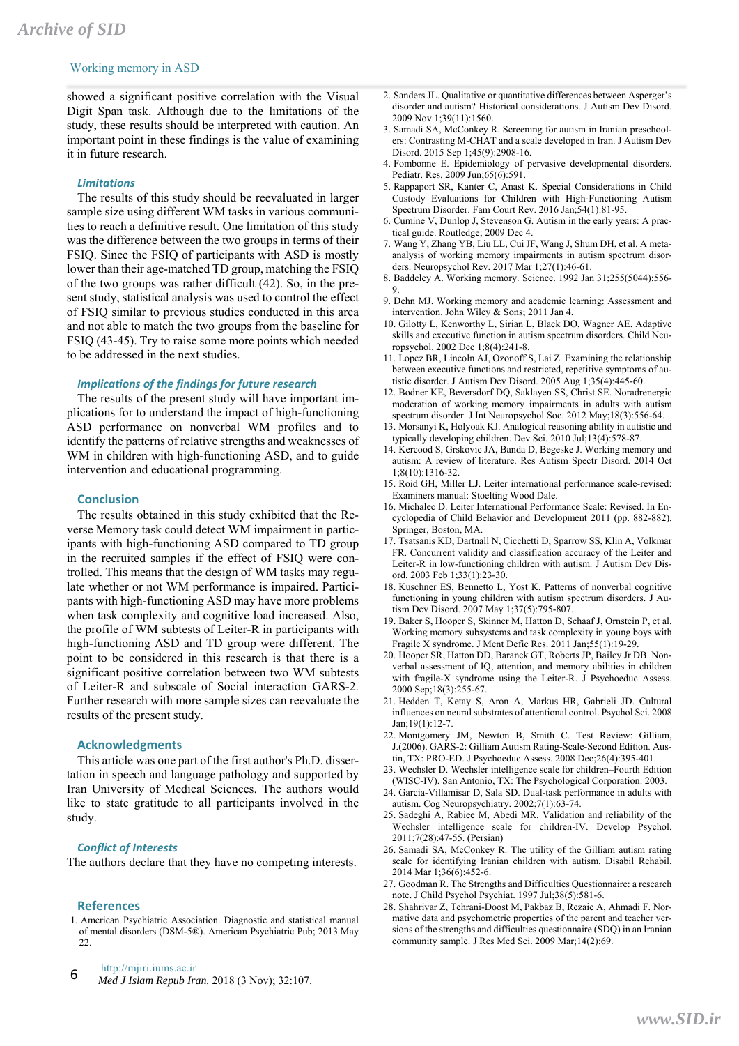showed a significant positive correlation with the Visual Digit Span task. Although due to the limitations of the study, these results should be interpreted with caution. An important point in these findings is the value of examining it in future research.

### *Limitations*

The results of this study should be reevaluated in larger sample size using different WM tasks in various communities to reach a definitive result. One limitation of this study was the difference between the two groups in terms of their FSIQ. Since the FSIQ of participants with ASD is mostly lower than their age-matched TD group, matching the FSIQ of the two groups was rather difficult (42). So, in the present study, statistical analysis was used to control the effect of FSIQ similar to previous studies conducted in this area and not able to match the two groups from the baseline for FSIQ (43-45). Try to raise some more points which needed to be addressed in the next studies.

### *Implications of the findings for future research*

The results of the present study will have important implications for to understand the impact of high-functioning ASD performance on nonverbal WM profiles and to identify the patterns of relative strengths and weaknesses of WM in children with high-functioning ASD, and to guide intervention and educational programming.

## Conclusion

The results obtained in this study exhibited that the Reverse Memory task could detect WM impairment in participants with high-functioning ASD compared to TD group in the recruited samples if the effect of FSIQ were controlled. This means that the design of WM tasks may regulate whether or not WM performance is impaired. Participants with high-functioning ASD may have more problems when task complexity and cognitive load increased. Also, the profile of WM subtests of Leiter-R in participants with high-functioning ASD and TD group were different. The point to be considered in this research is that there is a significant positive correlation between two WM subtests of Leiter-R and subscale of Social interaction GARS-2. Further research with more sample sizes can reevaluate the results of the present study.

## Acknowledgments

This article was one part of the first author's Ph.D. dissertation in speech and language pathology and supported by Iran University of Medical Sciences. The authors would like to state gratitude to all participants involved in the study.

### *Conflict of Interests*

The authors declare that they have no competing interests.

## References

1. American Psychiatric Association. Diagnostic and statistical manual of mental disorders (DSM-5®). American Psychiatric Pub; 2013 May 22.
2. Sanders JL. Qualitative or quantitative differences between Asperger's disorder and autism? Historical considerations. J Autism Dev Disord. 2009 Nov 1;39(11):1560.
3. Samadi SA, McConkey R. Screening for autism in Iranian preschoolers: Contrasting M-CHAT and a scale developed in Iran. J Autism Dev Disord. 2015 Sep 1;45(9):2908-16.
4. Fombonne E. Epidemiology of pervasive developmental disorders. Pediatr. Res. 2009 Jun;65(6):591.
5. Rappaport SR, Kanter C, Anast K. Special Considerations in Child Custody Evaluations for Children with High-Functioning Autism Spectrum Disorder. Fam Court Rev. 2016 Jan;54(1):81-95.
6. Cumine V, Dunlop J, Stevenson G. Autism in the early years: A practical guide. Routledge; 2009 Dec 4.
7. Wang Y, Zhang YB, Liu LL, Cui JF, Wang J, Shum DH, et al. A meta-analysis of working memory impairments in autism spectrum disorders. Neuropsychol Rev. 2017 Mar 1;27(1):46-61.
8. Baddeley A. Working memory. Science. 1992 Jan 31;255(5044):556-9.
9. Dehn MJ. Working memory and academic learning: Assessment and intervention. John Wiley & Sons; 2011 Jan 4.
10. Gilotty L, Kenworthy L, Sirian L, Black DO, Wagner AE. Adaptive skills and executive function in autism spectrum disorders. Child Neuropsychol. 2002 Dec 1;8(4):241-8.
11. Lopez BR, Lincoln AJ, Ozonoff S, Lai Z. Examining the relationship between executive functions and restricted, repetitive symptoms of autistic disorder. J Autism Dev Disord. 2005 Aug 1;35(4):445-60.
12. Bodner KE, Beversdorf DQ, Saklayen SS, Christ SE. Noradrenergic moderation of working memory impairments in adults with autism spectrum disorder. J Int Neuropsychol Soc. 2012 May;18(3):556-64.
13. Morsanyi K, Holyoak KJ. Analogical reasoning ability in autistic and typically developing children. Dev Sci. 2010 Jul;13(4):578-87.
14. Kercood S, Grskovic JA, Banda D, Begeske J. Working memory and autism: A review of literature. Res Autism Spectr Disord. 2014 Oct 1;8(10):1316-32.
15. Roid GH, Miller LJ. Leiter international performance scale-revised: Examiners manual: Stoelting Wood Dale.
16. Michalec D. Leiter International Performance Scale: Revised. In Encyclopedia of Child Behavior and Development 2011 (pp. 882-882). Springer, Boston, MA.
17. Tsatsanis KD, Dartnall N, Cicchetti D, Sparrow SS, Klin A, Volkmar FR. Concurrent validity and classification accuracy of the Leiter and Leiter-R in low-functioning children with autism. J Autism Dev Disord. 2003 Feb 1;33(1):23-30.
18. Kuschner ES, Bennetto L, Yost K. Patterns of nonverbal cognitive functioning in young children with autism spectrum disorders. J Autism Dev Disord. 2007 May 1;37(5):795-807.
19. Baker S, Hooper S, Skinner M, Hatton D, Schaaf J, Ornstein P, et al. Working memory subsystems and task complexity in young boys with Fragile X syndrome. J Ment Defic Res. 2011 Jan;55(1):19-29.
20. Hooper SR, Hatton DD, Baranek GT, Roberts JP, Bailey Jr DB. Nonverbal assessment of IQ, attention, and memory abilities in children with fragile-X syndrome using the Leiter-R. J Psychoeduc Assess. 2000 Sep;18(3):255-67.
21. Hedden T, Ketay S, Aron A, Markus HR, Gabrieli JD. Cultural influences on neural substrates of attentional control. Psychol Sci. 2008 Jan;19(1):12-7.
22. Montgomery JM, Newton B, Smith C. Test Review: Gilliam, J.(2006). GARS-2: Gilliam Autism Rating-Scale-Second Edition. Austin, TX: PRO-ED. J Psychoeduc Assess. 2008 Dec;26(4):395-401.
23. Wechsler intelligence scale for children–Fourth Edition (WISC-IV). San Antonio, TX: The Psychological Corporation. 2003.
24. García-Villamisar D, Sala SD. Dual-task performance in adults with autism. Cog Neuropsychiatry. 2002;7(1):63-74.
25. Sadeghi A, Rabiee M, Abedi MR. Validation and reliability of the Wechsler intelligence scale for children-IV. Develop Psychol. 2011;7(28):47-55. (Persian)
26. Samadi SA, McConkey R. The utility of the Gilliam autism rating scale for identifying Iranian children with autism. Disabil Rehabil. 2014 Mar 1;36(6):452-6.
27. Goodman R. The Strengths and Difficulties Questionnaire: a research note. J Child Psychol Psychiat. 1997 Jul;38(5):581-6.
28. Shahrivar Z, Tehrani-Doost M, Pakbaz B, Rezaie A, Ahmadi F. Normative data and psychometric properties of the parent and teacher versions of the strengths and difficulties questionnaire (SDQ) in an Iranian community sample. J Res Med Sci. 2009 Mar;14(2):69.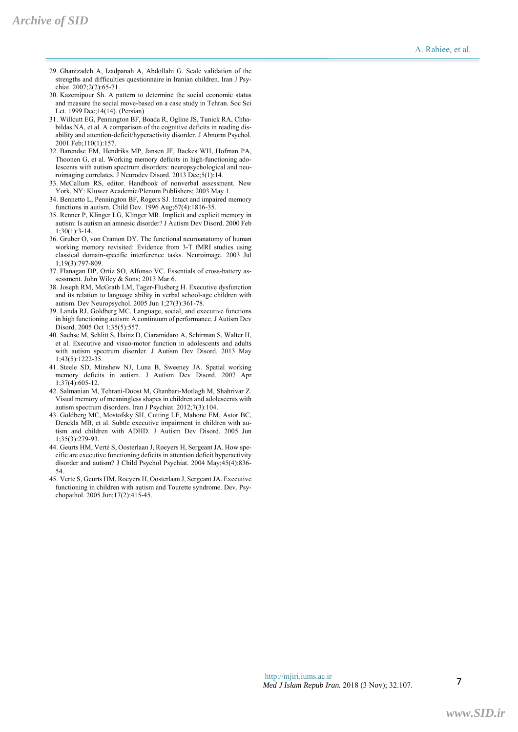29. Ghanizadeh A, Izadpanah A, Abdollahi G. Scale validation of the strengths and difficulties questionnaire in Iranian children. Iran J Psychiat. 2007;2(2):65-71.
30. Kazemipour Sh. A pattern to determine the social economic status and measure the social move-based on a case study in Tehran. Soc Sci Let. 1999 Dec;14(14). (Persian)
31. Willcutt EG, Pennington BF, Boada R, Ogline JS, Tunick RA, Chhabildas NA, et al. A comparison of the cognitive deficits in reading disability and attention-deficit/hyperactivity disorder. J Abnorm Psychol. 2001 Feb;110(1):157.
32. Barendse EM, Hendriks MP, Jansen JF, Backes WH, Hofman PA, Thoonen G, et al. Working memory deficits in high-functioning adolescents with autism spectrum disorders: neuropsychological and neuroimaging correlates. J Neurodev Disord. 2013 Dec;5(1):14.
33. McCallum RS, editor. Handbook of nonverbal assessment. New York, NY: Kluwer Academic/Plenum Publishers; 2003 May 1.
34. Bennetto L, Pennington BF, Rogers SJ. Intact and impaired memory functions in autism. Child Dev. 1996 Aug;67(4):1816-35.
35. Renner P, Klinger LG, Klinger MR. Implicit and explicit memory in autism: Is autism an amnesic disorder? J Autism Dev Disord. 2000 Feb 1;30(1):3-14.
36. Gruber O, von Cramon DY. The functional neuroanatomy of human working memory revisited: Evidence from 3-T fMRI studies using classical domain-specific interference tasks. Neuroimage. 2003 Jul 1;19(3):797-809.
37. Flanagan DP, Ortiz SO, Alfonso VC. Essentials of cross-battery assessment. John Wiley & Sons; 2013 Mar 6.
38. Joseph RM, McGrath LM, Tager-Flusberg H. Executive dysfunction and its relation to language ability in verbal school-age children with autism. Dev Neuropsychol. 2005 Jun 1;27(3):361-78.
39. Landa RJ, Goldberg MC. Language, social, and executive functions in high functioning autism: A continuum of performance. J Autism Dev Disord. 2005 Oct 1;35(5):557.
40. Sachse M, Schlitt S, Hainz D, Ciaramidaro A, Schirman S, Walter H, et al. Executive and visuo-motor function in adolescents and adults with autism spectrum disorder. J Autism Dev Disord. 2013 May 1;43(5):1222-35.
41. Steele SD, Minshew NJ, Luna B, Sweeney JA. Spatial working memory deficits in autism. J Autism Dev Disord. 2007 Apr 1;37(4):605-12.
42. Salmanian M, Tehrani-Doost M, Ghanbari-Motlagh M, Shahrivar Z. Visual memory of meaningless shapes in children and adolescents with autism spectrum disorders. Iran J Psychiat. 2012;7(3):104.
43. Goldberg MC, Mostofsky SH, Cutting LE, Mahone EM, Astor BC, Denckla MB, et al. Subtle executive impairment in children with autism and children with ADHD. J Autism Dev Disord. 2005 Jun 1;35(3):279-93.
44. Geurts HM, Verté S, Oosterlaan J, Roeyers H, Sergeant JA. How specific are executive functioning deficits in attention deficit hyperactivity disorder and autism? J Child Psychol Psychiat. 2004 May;45(4):836-54.
45. Verte S, Geurts HM, Roeyers H, Oosterlaan J, Sergeant JA. Executive functioning in children with autism and Tourette syndrome. Dev. Psychopathol. 2005 Jun;17(2):415-45.